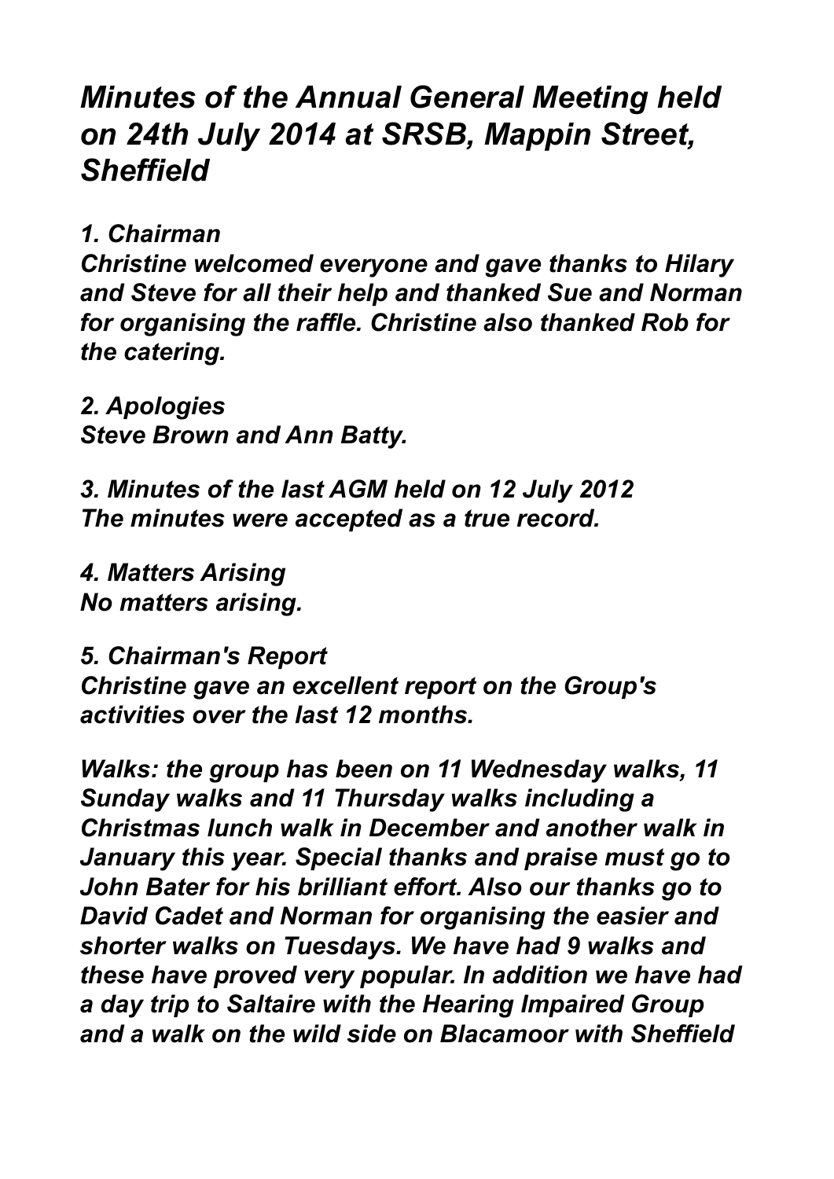# *Minutes of the Annual General Meeting held on 24th July 2014 at SRSB, Mappin Street, Sheffield*

***1. Chairman***
***Christine welcomed everyone and gave thanks to Hilary and Steve for all their help and thanked Sue and Norman for organising the raffle. Christine also thanked Rob for the catering.***

***2. Apologies***
***Steve Brown and Ann Batty.***

***3. Minutes of the last AGM held on 12 July 2012***
***The minutes were accepted as a true record.***

***4. Matters Arising***
***No matters arising.***

***5. Chairman's Report***
***Christine gave an excellent report on the Group's activities over the last 12 months.***

***Walks: the group has been on 11 Wednesday walks, 11 Sunday walks and 11 Thursday walks including a Christmas lunch walk in December and another walk in January this year. Special thanks and praise must go to John Bater for his brilliant effort. Also our thanks go to David Cadet and Norman for organising the easier and shorter walks on Tuesdays. We have had 9 walks and these have proved very popular. In addition we have had a day trip to Saltaire with the Hearing Impaired Group and a walk on the wild side on Blacamoor with Sheffield***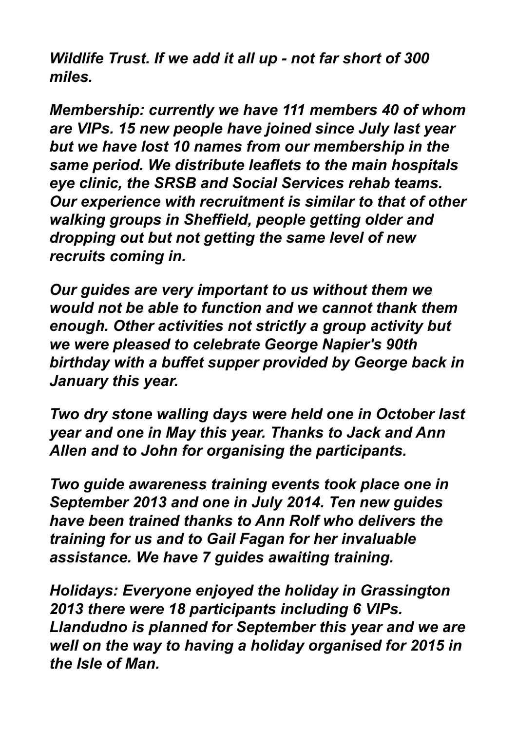***Wildlife Trust. If we add it all up - not far short of 300 miles.***

***Membership: currently we have 111 members 40 of whom are VIPs. 15 new people have joined since July last year but we have lost 10 names from our membership in the same period. We distribute leaflets to the main hospitals eye clinic, the SRSB and Social Services rehab teams. Our experience with recruitment is similar to that of other walking groups in Sheffield, people getting older and dropping out but not getting the same level of new recruits coming in.***

***Our guides are very important to us without them we would not be able to function and we cannot thank them enough. Other activities not strictly a group activity but we were pleased to celebrate George Napier's 90th birthday with a buffet supper provided by George back in January this year.***

***Two dry stone walling days were held one in October last year and one in May this year. Thanks to Jack and Ann Allen and to John for organising the participants.***

***Two guide awareness training events took place one in September 2013 and one in July 2014. Ten new guides have been trained thanks to Ann Rolf who delivers the training for us and to Gail Fagan for her invaluable assistance. We have 7 guides awaiting training.***

***Holidays: Everyone enjoyed the holiday in Grassington 2013 there were 18 participants including 6 VIPs. Llandudno is planned for September this year and we are well on the way to having a holiday organised for 2015 in the Isle of Man.***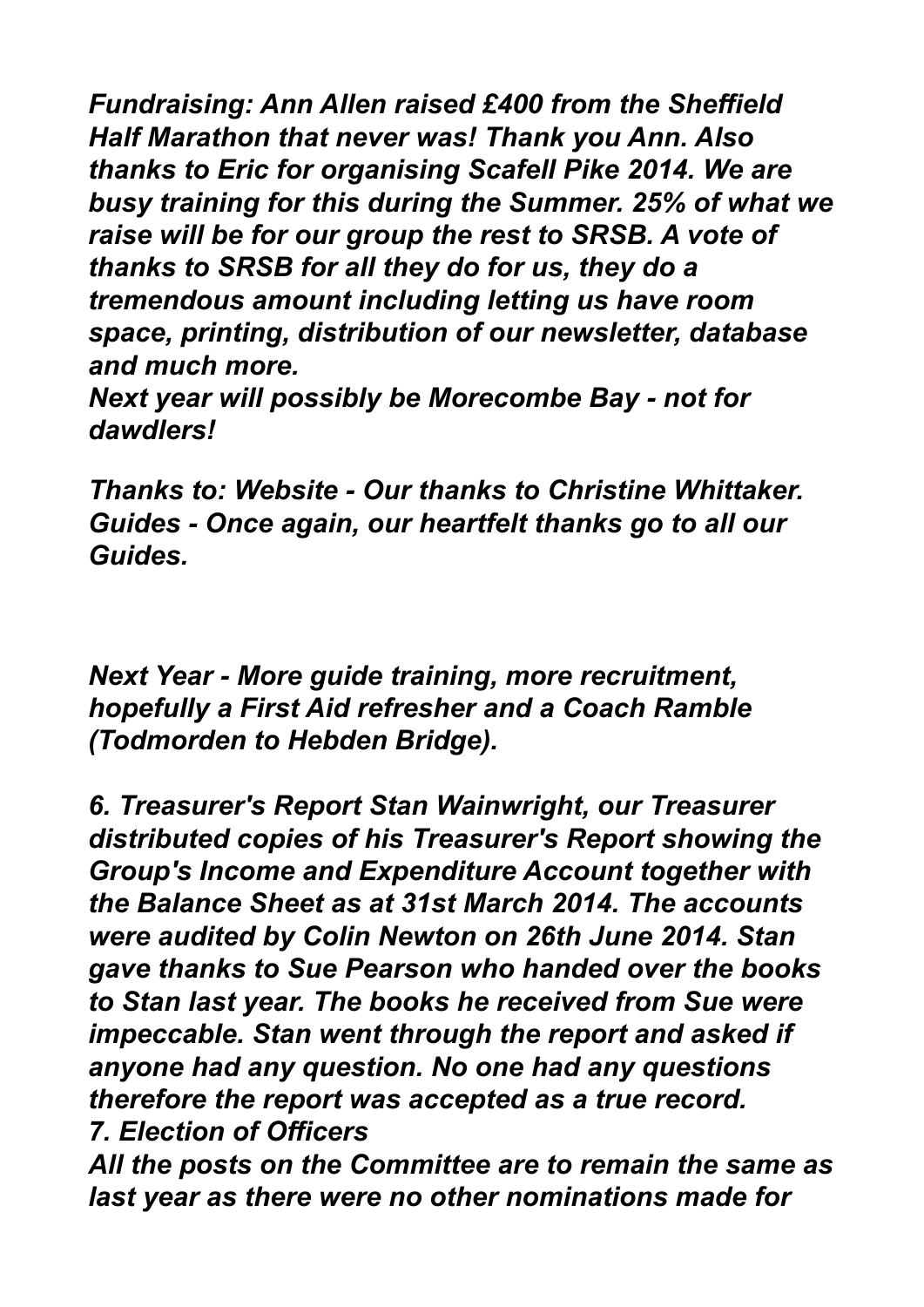*Fundraising: Ann Allen raised £400 from the Sheffield Half Marathon that never was! Thank you Ann. Also thanks to Eric for organising Scafell Pike 2014. We are busy training for this during the Summer. 25% of what we raise will be for our group the rest to SRSB. A vote of thanks to SRSB for all they do for us, they do a tremendous amount including letting us have room space, printing, distribution of our newsletter, database and much more.*
*Next year will possibly be Morecombe Bay - not for dawdlers!*

*Thanks to: Website - Our thanks to Christine Whittaker. Guides - Once again, our heartfelt thanks go to all our Guides.*

*Next Year - More guide training, more recruitment, hopefully a First Aid refresher and a Coach Ramble (Todmorden to Hebden Bridge).*

*6. Treasurer's Report Stan Wainwright, our Treasurer distributed copies of his Treasurer's Report showing the Group's Income and Expenditure Account together with the Balance Sheet as at 31st March 2014. The accounts were audited by Colin Newton on 26th June 2014. Stan gave thanks to Sue Pearson who handed over the books to Stan last year. The books he received from Sue were impeccable. Stan went through the report and asked if anyone had any question. No one had any questions therefore the report was accepted as a true record.*
*7. Election of Officers*
*All the posts on the Committee are to remain the same as last year as there were no other nominations made for*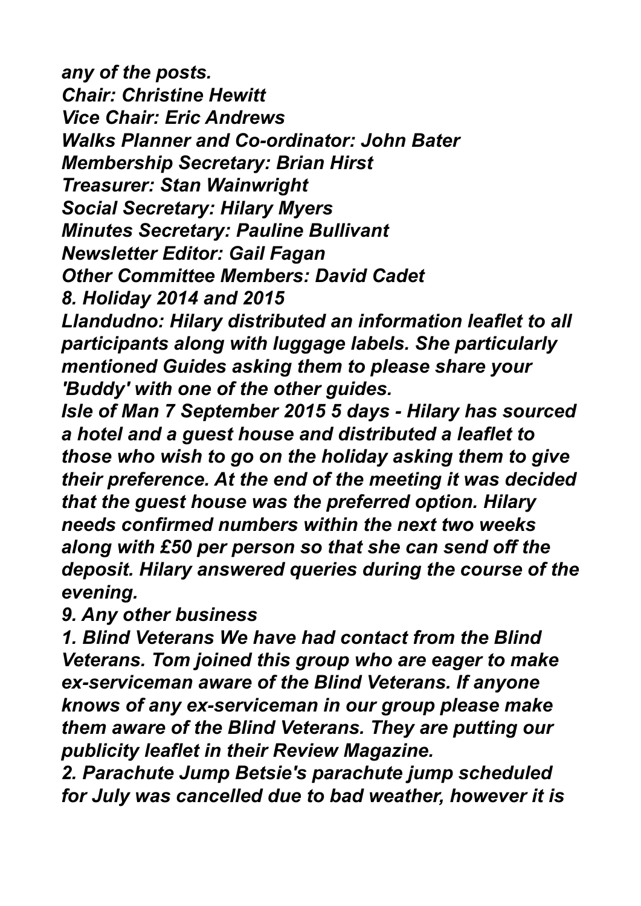*any of the posts.*
*Chair: Christine Hewitt*
*Vice Chair: Eric Andrews*
*Walks Planner and Co-ordinator: John Bater*
*Membership Secretary: Brian Hirst*
*Treasurer: Stan Wainwright*
*Social Secretary: Hilary Myers*
*Minutes Secretary: Pauline Bullivant*
*Newsletter Editor: Gail Fagan*
*Other Committee Members: David Cadet*

***8. Holiday 2014 and 2015***

***Llandudno: Hilary distributed an information leaflet to all participants along with luggage labels. She particularly mentioned Guides asking them to please share your 'Buddy' with one of the other guides.***

***Isle of Man 7 September 2015 5 days - Hilary has sourced a hotel and a guest house and distributed a leaflet to those who wish to go on the holiday asking them to give their preference. At the end of the meeting it was decided that the guest house was the preferred option. Hilary needs confirmed numbers within the next two weeks along with £50 per person so that she can send off the deposit. Hilary answered queries during the course of the evening.***

***9. Any other business***

***1. Blind Veterans We have had contact from the Blind Veterans. Tom joined this group who are eager to make ex-serviceman aware of the Blind Veterans. If anyone knows of any ex-serviceman in our group please make them aware of the Blind Veterans. They are putting our publicity leaflet in their Review Magazine.***

***2. Parachute Jump Betsie's parachute jump scheduled for July was cancelled due to bad weather, however it is***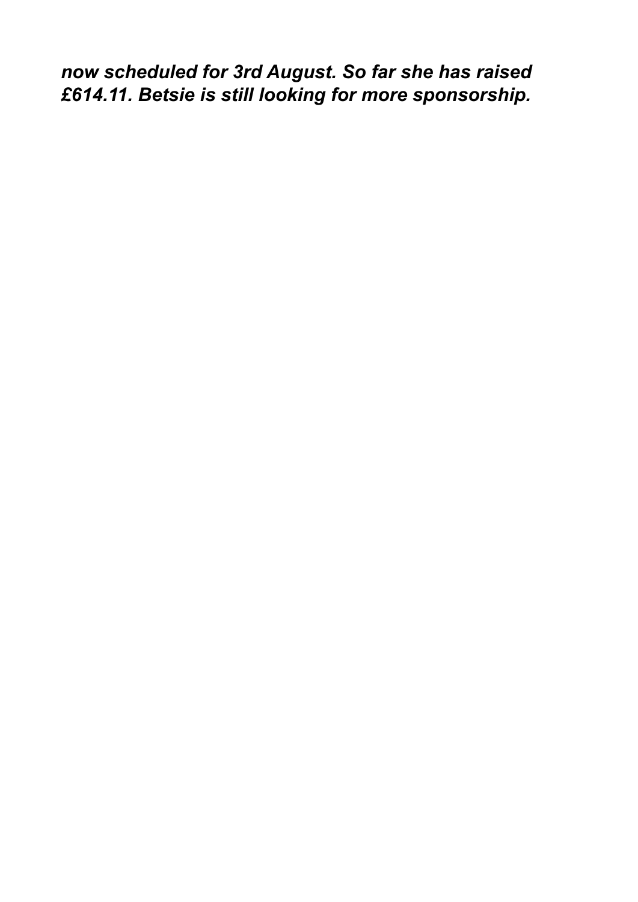***now scheduled for 3rd August. So far she has raised £614.11. Betsie is still looking for more sponsorship.***